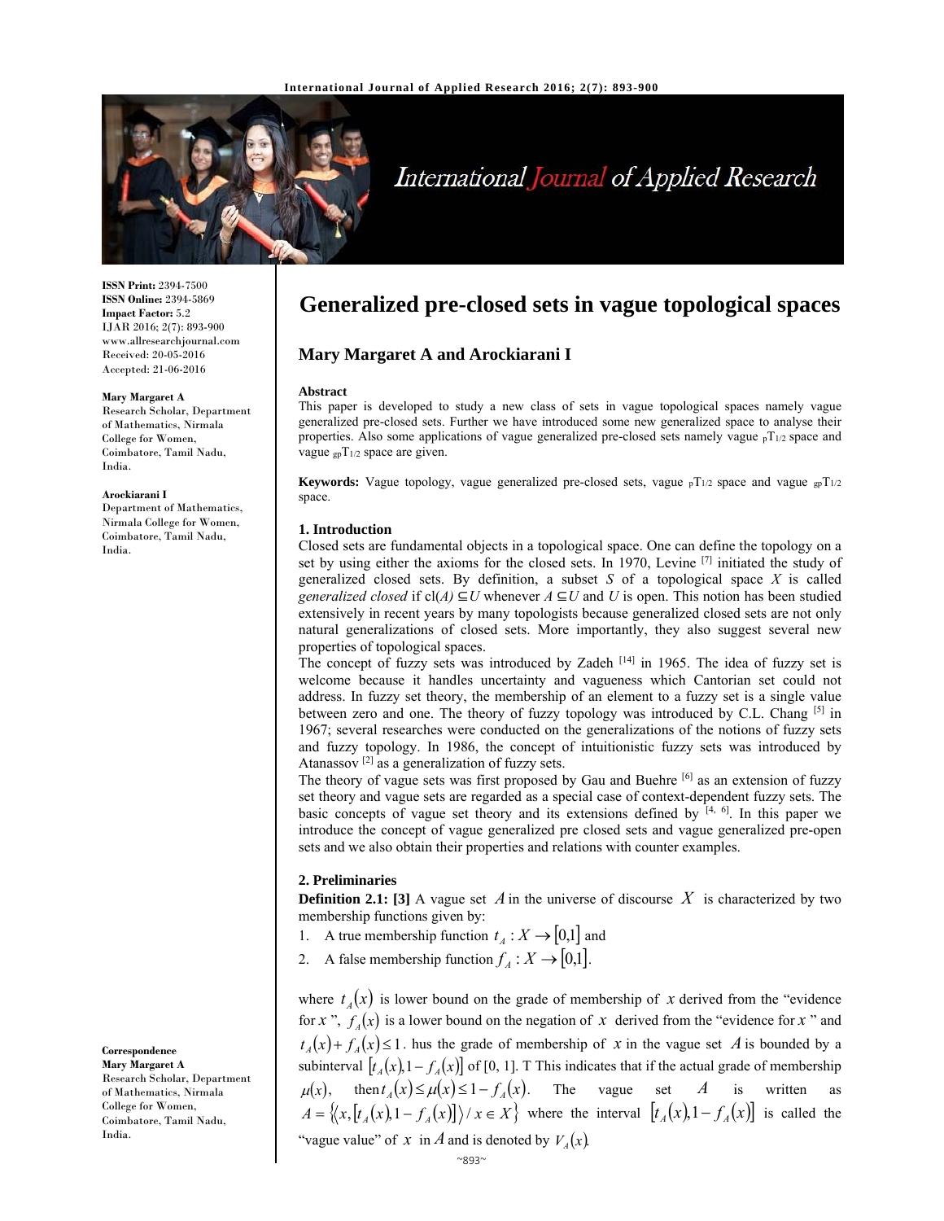# Generalized pre-closed sets in vague topological spaces

**Mary Margaret A and Arockiarani I**

**ISSN Print:** 2394-7500
**ISSN Online:** 2394-5869
**Impact Factor:** 5.2
IJAR 2016; 2(7): 893-900
www.allresearchjournal.com
Received: 20-05-2016
Accepted: 21-06-2016

**Mary Margaret A**
Research Scholar, Department of Mathematics, Nirmala College for Women, Coimbatore, Tamil Nadu, India.

**Arockiarani I**
Department of Mathematics, Nirmala College for Women, Coimbatore, Tamil Nadu, India.

**Correspondence**
**Mary Margaret A**
Research Scholar, Department of Mathematics, Nirmala College for Women, Coimbatore, Tamil Nadu, India.

**Abstract**

This paper is developed to study a new class of sets in vague topological spaces namely vague generalized pre-closed sets. Further we have introduced some new generalized space to analyse their properties. Also some applications of vague generalized pre-closed sets namely vague ${}_pT_{1/2}$ space and vague ${}_{gp}T_{1/2}$ space are given.

**Keywords:** Vague topology, vague generalized pre-closed sets, vague ${}_pT_{1/2}$ space and vague ${}_{gp}T_{1/2}$ space.

## 1. Introduction

Closed sets are fundamental objects in a topological space. One can define the topology on a set by using either the axioms for the closed sets. In 1970, Levine [7] initiated the study of generalized closed sets. By definition, a subset $S$ of a topological space $X$ is called *generalized closed* if cl$(A) \subseteq U$ whenever $A \subseteq U$ and $U$ is open. This notion has been studied extensively in recent years by many topologists because generalized closed sets are not only natural generalizations of closed sets. More importantly, they also suggest several new properties of topological spaces.

The concept of fuzzy sets was introduced by Zadeh [14] in 1965. The idea of fuzzy set is welcome because it handles uncertainty and vagueness which Cantorian set could not address. In fuzzy set theory, the membership of an element to a fuzzy set is a single value between zero and one. The theory of fuzzy topology was introduced by C.L. Chang [5] in 1967; several researches were conducted on the generalizations of the notions of fuzzy sets and fuzzy topology. In 1986, the concept of intuitionistic fuzzy sets was introduced by Atanassov [2] as a generalization of fuzzy sets.

The theory of vague sets was first proposed by Gau and Buehre [6] as an extension of fuzzy set theory and vague sets are regarded as a special case of context-dependent fuzzy sets. The basic concepts of vague set theory and its extensions defined by [4, 6]. In this paper we introduce the concept of vague generalized pre closed sets and vague generalized pre-open sets and we also obtain their properties and relations with counter examples.

## 2. Preliminaries

**Definition 2.1: [3]** A vague set $A$ in the universe of discourse $X$ is characterized by two membership functions given by:

1. A true membership function $t_A : X \to [0,1]$ and
2. A false membership function $f_A : X \to [0,1]$.

where $t_A(x)$ is lower bound on the grade of membership of $x$ derived from the "evidence for $x$ ", $f_A(x)$ is a lower bound on the negation of $x$ derived from the "evidence for $x$ " and $t_A(x) + f_A(x) \leq 1$. hus the grade of membership of $x$ in the vague set $A$ is bounded by a subinterval $[t_A(x), 1 - f_A(x)]$ of [0, 1]. T This indicates that if the actual grade of membership $\mu(x)$, then $t_A(x) \leq \mu(x) \leq 1 - f_A(x)$. The vague set $A$ is written as $A = \{\langle x, [t_A(x), 1 - f_A(x)] \rangle / x \in X\}$ where the interval $[t_A(x), 1 - f_A(x)]$ is called the "vague value" of $x$ in $A$ and is denoted by $V_A(x)$.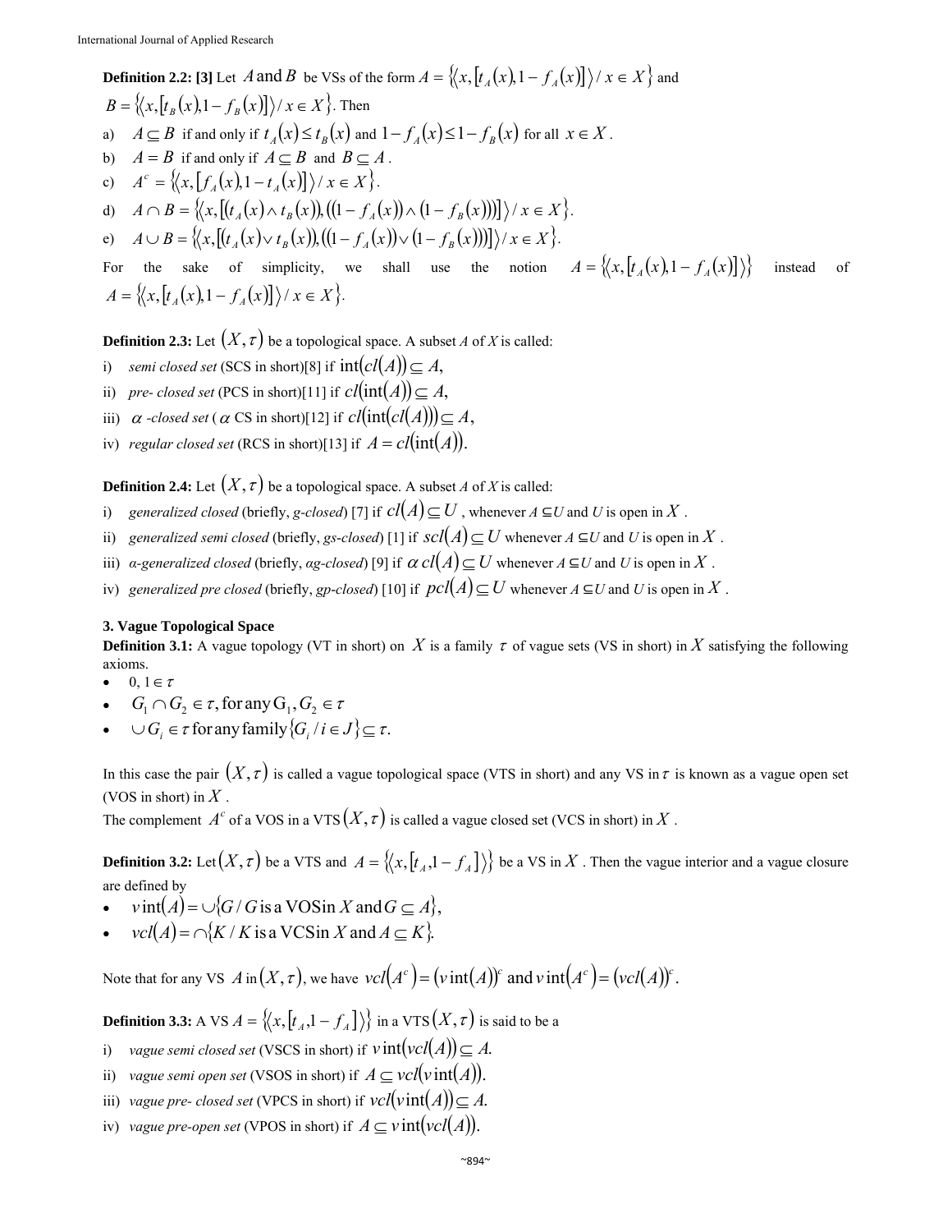**Definition 2.2: [3]** Let $A$ and $B$ be VSs of the form $A = \{\langle x, [t_A(x), 1 - f_A(x)]\rangle / x \in X\}$ and $B = \{\langle x, [t_B(x), 1 - f_B(x)]\rangle / x \in X\}$. Then

a) $A \subseteq B$ if and only if $t_A(x) \leq t_B(x)$ and $1 - f_A(x) \leq 1 - f_B(x)$ for all $x \in X$.
b) $A = B$ if and only if $A \subseteq B$ and $B \subseteq A$.
c) $A^c = \{\langle x, [f_A(x), 1 - t_A(x)]\rangle / x \in X\}$.
d) $A \cap B = \{\langle x, [(t_A(x) \wedge t_B(x)), ((1 - f_A(x)) \wedge (1 - f_B(x)))]\rangle / x \in X\}$.
e) $A \cup B = \{\langle x, [(t_A(x) \vee t_B(x)), ((1 - f_A(x)) \vee (1 - f_B(x)))]\rangle / x \in X\}$.

For the sake of simplicity, we shall use the notion $A = \{\langle x, [t_A(x), 1 - f_A(x)]\rangle\}$ instead of $A = \{\langle x, [t_A(x), 1 - f_A(x)]\rangle / x \in X\}$.

**Definition 2.3:** Let $(X, \tau)$ be a topological space. A subset $A$ of $X$ is called:

i) *semi closed set* (SCS in short)[8] if $\operatorname{int}(cl(A)) \subseteq A$,
ii) *pre- closed set* (PCS in short)[11] if $cl(\operatorname{int}(A)) \subseteq A$,
iii) $\alpha$ *-closed set* ($\alpha$ CS in short)[12] if $cl(\operatorname{int}(cl(A))) \subseteq A$,
iv) *regular closed set* (RCS in short)[13] if $A = cl(\operatorname{int}(A))$.

**Definition 2.4:** Let $(X, \tau)$ be a topological space. A subset $A$ of $X$ is called:

i) *generalized closed* (briefly, *g-closed*) [7] if $cl(A) \subseteq U$, whenever $A \subseteq U$ and $U$ is open in $X$.
ii) *generalized semi closed* (briefly, *gs-closed*) [1] if $scl(A) \subseteq U$ whenever $A \subseteq U$ and $U$ is open in $X$.
iii) *α-generalized closed* (briefly, *αg-closed*) [9] if $\alpha\, cl(A) \subseteq U$ whenever $A \subseteq U$ and $U$ is open in $X$.
iv) *generalized pre closed* (briefly, *gp-closed*) [10] if $pcl(A) \subseteq U$ whenever $A \subseteq U$ and $U$ is open in $X$.

### 3. Vague Topological Space

**Definition 3.1:** A vague topology (VT in short) on $X$ is a family $\tau$ of vague sets (VS in short) in $X$ satisfying the following axioms.

- $0, 1 \in \tau$
- $G_1 \cap G_2 \in \tau$, for any $G_1, G_2 \in \tau$
- $\cup G_i \in \tau$ for any family $\{G_i / i \in J\} \subseteq \tau$.

In this case the pair $(X, \tau)$ is called a vague topological space (VTS in short) and any VS in $\tau$ is known as a vague open set (VOS in short) in $X$.

The complement $A^c$ of a VOS in a VTS $(X, \tau)$ is called a vague closed set (VCS in short) in $X$.

**Definition 3.2:** Let $(X, \tau)$ be a VTS and $A = \{\langle x, [t_A, 1 - f_A]\rangle\}$ be a VS in $X$. Then the vague interior and a vague closure are defined by

- $v\operatorname{int}(A) = \cup\{G / G \text{ is a VOS in } X \text{ and } G \subseteq A\}$,
- $vcl(A) = \cap\{K / K \text{ is a VCS in } X \text{ and } A \subseteq K\}$.

Note that for any VS $A$ in $(X, \tau)$, we have $vcl(A^c) = (v\operatorname{int}(A))^c$ and $v\operatorname{int}(A^c) = (vcl(A))^c$.

**Definition 3.3:** A VS $A = \{\langle x, [t_A, 1 - f_A]\rangle\}$ in a VTS $(X, \tau)$ is said to be a

i) *vague semi closed set* (VSCS in short) if $v\operatorname{int}(vcl(A)) \subseteq A$.
ii) *vague semi open set* (VSOS in short) if $A \subseteq vcl(v\operatorname{int}(A))$.
iii) *vague pre- closed set* (VPCS in short) if $vcl(v\operatorname{int}(A)) \subseteq A$.
iv) *vague pre-open set* (VPOS in short) if $A \subseteq v\operatorname{int}(vcl(A))$.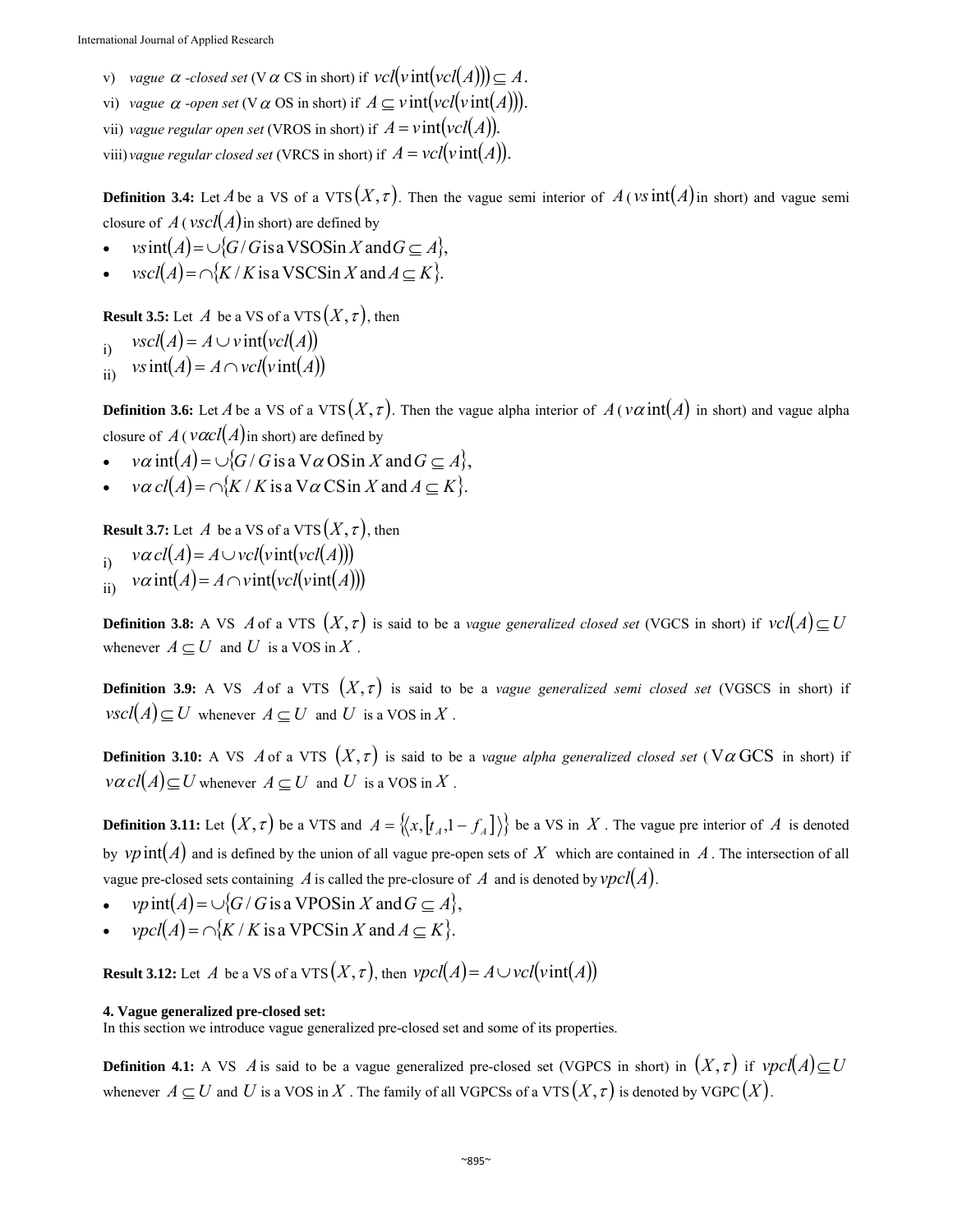v) *vague* $\alpha$ *-closed set* (V$\alpha$ CS in short) if $vcl(v\operatorname{int}(vcl(A))) \subseteq A$.

vi) *vague* $\alpha$ *-open set* (V$\alpha$ OS in short) if $A \subseteq v\operatorname{int}(vcl(v\operatorname{int}(A)))$.

vii) *vague regular open set* (VROS in short) if $A = v\operatorname{int}(vcl(A))$.

viii) *vague regular closed set* (VRCS in short) if $A = vcl(v\operatorname{int}(A))$.

**Definition 3.4:** Let $A$ be a VS of a VTS $(X,\tau)$. Then the vague semi interior of $A$ ($vs\operatorname{int}(A)$ in short) and vague semi closure of $A$ ($vscl(A)$ in short) are defined by

- $vs\operatorname{int}(A) = \cup\{G / G \text{ is a VSOS in } X \text{ and } G \subseteq A\}$,
- $vscl(A) = \cap\{K / K \text{ is a VSCS in } X \text{ and } A \subseteq K\}$.

**Result 3.5:** Let $A$ be a VS of a VTS $(X,\tau)$, then

i) $vscl(A) = A \cup v\operatorname{int}(vcl(A))$

ii) $vs\operatorname{int}(A) = A \cap vcl(v\operatorname{int}(A))$

**Definition 3.6:** Let $A$ be a VS of a VTS $(X,\tau)$. Then the vague alpha interior of $A$ ($v\alpha\operatorname{int}(A)$ in short) and vague alpha closure of $A$ ($v\alpha cl(A)$ in short) are defined by

- $v\alpha\operatorname{int}(A) = \cup\{G / G \text{ is a V}\alpha\text{OS in } X \text{ and } G \subseteq A\}$,
- $v\alpha\, cl(A) = \cap\{K / K \text{ is a V}\alpha\text{CS in } X \text{ and } A \subseteq K\}$.

**Result 3.7:** Let $A$ be a VS of a VTS $(X,\tau)$, then

i) $v\alpha\, cl(A) = A \cup vcl(v\operatorname{int}(vcl(A)))$

ii) $v\alpha\operatorname{int}(A) = A \cap v\operatorname{int}(vcl(v\operatorname{int}(A)))$

**Definition 3.8:** A VS $A$ of a VTS $(X,\tau)$ is said to be a *vague generalized closed set* (VGCS in short) if $vcl(A) \subseteq U$ whenever $A \subseteq U$ and $U$ is a VOS in $X$.

**Definition 3.9:** A VS $A$ of a VTS $(X,\tau)$ is said to be a *vague generalized semi closed set* (VGSCS in short) if $vscl(A) \subseteq U$ whenever $A \subseteq U$ and $U$ is a VOS in $X$.

**Definition 3.10:** A VS $A$ of a VTS $(X,\tau)$ is said to be a *vague alpha generalized closed set* (V$\alpha$GCS in short) if $v\alpha\, cl(A) \subseteq U$ whenever $A \subseteq U$ and $U$ is a VOS in $X$.

**Definition 3.11:** Let $(X,\tau)$ be a VTS and $A = \{\langle x, [t_A, 1 - f_A]\rangle\}$ be a VS in $X$. The vague pre interior of $A$ is denoted by $vp\operatorname{int}(A)$ and is defined by the union of all vague pre-open sets of $X$ which are contained in $A$. The intersection of all vague pre-closed sets containing $A$ is called the pre-closure of $A$ and is denoted by $vpcl(A)$.

- $vp\operatorname{int}(A) = \cup\{G / G \text{ is a VPOS in } X \text{ and } G \subseteq A\}$,
- $vpcl(A) = \cap\{K / K \text{ is a VPCS in } X \text{ and } A \subseteq K\}$.

**Result 3.12:** Let $A$ be a VS of a VTS $(X,\tau)$, then $vpcl(A) = A \cup vcl(v\operatorname{int}(A))$

## 4. Vague generalized pre-closed set:

In this section we introduce vague generalized pre-closed set and some of its properties.

**Definition 4.1:** A VS $A$ is said to be a vague generalized pre-closed set (VGPCS in short) in $(X,\tau)$ if $vpcl(A) \subseteq U$ whenever $A \subseteq U$ and $U$ is a VOS in $X$. The family of all VGPCSs of a VTS $(X,\tau)$ is denoted by VGPC$(X)$.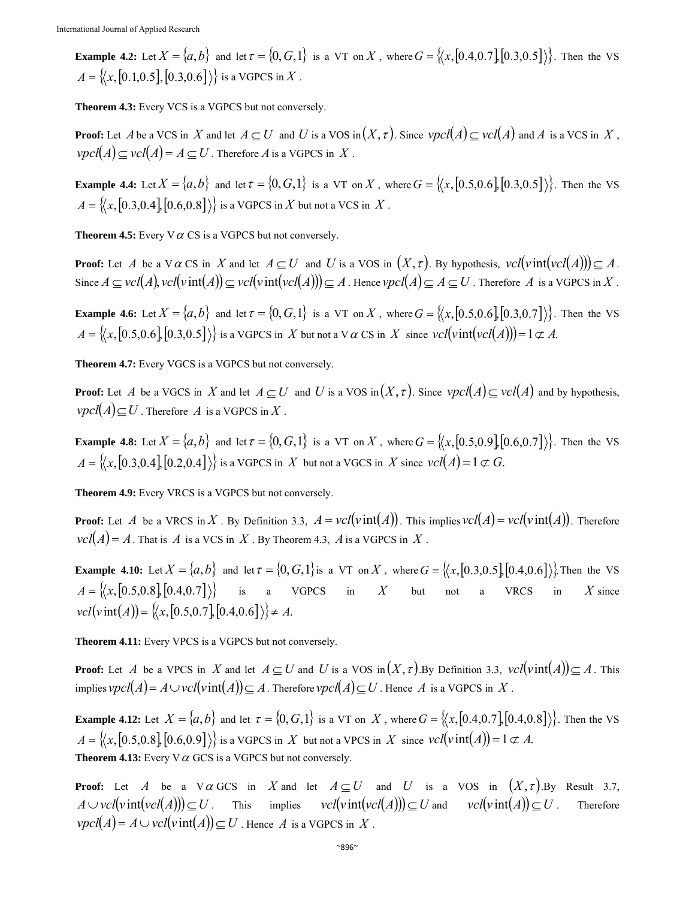**Example 4.2:** Let $X = \{a,b\}$ and let $\tau = \{0, G, 1\}$ is a VT on $X$, where $G = \{\langle x, [0.4,0.7], [0.3,0.5] \rangle\}$. Then the VS $A = \{\langle x, [0.1,0.5], [0.3,0.6] \rangle\}$ is a VGPCS in $X$.

**Theorem 4.3:** Every VCS is a VGPCS but not conversely.

**Proof:** Let $A$ be a VCS in $X$ and let $A \subseteq U$ and $U$ is a VOS in $(X, \tau)$. Since $vpcl(A) \subseteq vcl(A)$ and $A$ is a VCS in $X$, $vpcl(A) \subseteq vcl(A) = A \subseteq U$. Therefore $A$ is a VGPCS in $X$.

**Example 4.4:** Let $X = \{a,b\}$ and let $\tau = \{0, G, 1\}$ is a VT on $X$, where $G = \{\langle x, [0.5,0.6], [0.3,0.5] \rangle\}$. Then the VS $A = \{\langle x, [0.3,0.4], [0.6,0.8] \rangle\}$ is a VGPCS in $X$ but not a VCS in $X$.

**Theorem 4.5:** Every V$\alpha$ CS is a VGPCS but not conversely.

**Proof:** Let $A$ be a V$\alpha$ CS in $X$ and let $A \subseteq U$ and $U$ is a VOS in $(X, \tau)$. By hypothesis, $vcl(v\text{int}(vcl(A))) \subseteq A$. Since $A \subseteq vcl(A), vcl(v\text{int}(A)) \subseteq vcl(v\text{int}(vcl(A))) \subseteq A$. Hence $vpcl(A) \subseteq A \subseteq U$. Therefore $A$ is a VGPCS in $X$.

**Example 4.6:** Let $X = \{a,b\}$ and let $\tau = \{0, G, 1\}$ is a VT on $X$, where $G = \{\langle x, [0.5,0.6], [0.3,0.7] \rangle\}$. Then the VS $A = \{\langle x, [0.5,0.6], [0.3,0.5] \rangle\}$ is a VGPCS in $X$ but not a V$\alpha$ CS in $X$ since $vcl(v\text{int}(vcl(A))) = 1 \not\subset A.$

**Theorem 4.7:** Every VGCS is a VGPCS but not conversely.

**Proof:** Let $A$ be a VGCS in $X$ and let $A \subseteq U$ and $U$ is a VOS in $(X, \tau)$. Since $vpcl(A) \subseteq vcl(A)$ and by hypothesis, $vpcl(A) \subseteq U$. Therefore $A$ is a VGPCS in $X$.

**Example 4.8:** Let $X = \{a,b\}$ and let $\tau = \{0, G, 1\}$ is a VT on $X$, where $G = \{\langle x, [0.5,0.9], [0.6,0.7] \rangle\}$. Then the VS $A = \{\langle x, [0.3,0.4], [0.2,0.4] \rangle\}$ is a VGPCS in $X$ but not a VGCS in $X$ since $vcl(A) = 1 \not\subset G.$

**Theorem 4.9:** Every VRCS is a VGPCS but not conversely.

**Proof:** Let $A$ be a VRCS in $X$. By Definition 3.3, $A = vcl(v\text{int}(A))$. This implies $vcl(A) = vcl(v\text{int}(A))$. Therefore $vcl(A) = A$. That is $A$ is a VCS in $X$. By Theorem 4.3, $A$ is a VGPCS in $X$.

**Example 4.10:** Let $X = \{a,b\}$ and let $\tau = \{0, G, 1\}$ is a VT on $X$, where $G = \{\langle x, [0.3,0.5], [0.4,0.6] \rangle\}$. Then the VS $A = \{\langle x, [0.5,0.8], [0.4,0.7] \rangle\}$ is a VGPCS in $X$ but not a VRCS in $X$ since $vcl(v\text{int}(A)) = \{\langle x, [0.5,0.7], [0.4,0.6] \rangle\} \neq A.$

**Theorem 4.11:** Every VPCS is a VGPCS but not conversely.

**Proof:** Let $A$ be a VPCS in $X$ and let $A \subseteq U$ and $U$ is a VOS in $(X, \tau)$. By Definition 3.3, $vcl(v\text{int}(A)) \subseteq A$. This implies $vpcl(A) = A \cup vcl(v\text{int}(A)) \subseteq A$. Therefore $vpcl(A) \subseteq U$. Hence $A$ is a VGPCS in $X$.

**Example 4.12:** Let $X = \{a,b\}$ and let $\tau = \{0, G, 1\}$ is a VT on $X$, where $G = \{\langle x, [0.4,0.7], [0.4,0.8] \rangle\}$. Then the VS $A = \{\langle x, [0.5,0.8], [0.6,0.9] \rangle\}$ is a VGPCS in $X$ but not a VPCS in $X$ since $vcl(v\text{int}(A)) = 1 \not\subset A.$

**Theorem 4.13:** Every V$\alpha$ GCS is a VGPCS but not conversely.

**Proof:** Let $A$ be a V$\alpha$ GCS in $X$ and let $A \subseteq U$ and $U$ is a VOS in $(X, \tau)$. By Result 3.7, $A \cup vcl(v\text{int}(vcl(A))) \subseteq U$. This implies $vcl(v\text{int}(vcl(A))) \subseteq U$ and $vcl(v\text{int}(A)) \subseteq U$. Therefore $vpcl(A) = A \cup vcl(v\text{int}(A)) \subseteq U$. Hence $A$ is a VGPCS in $X$.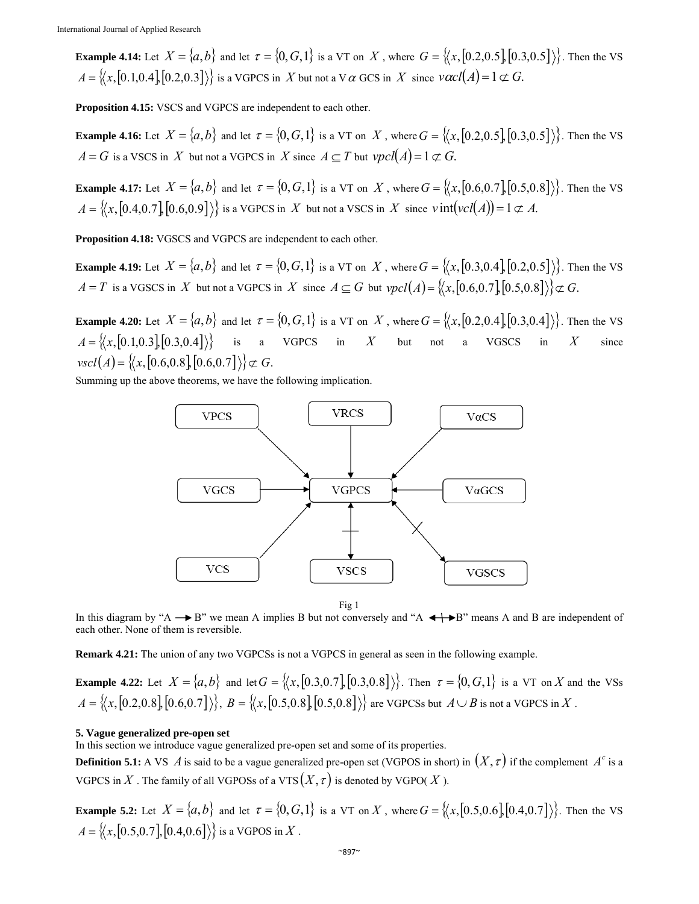**Example 4.14:** Let $X = \{a,b\}$ and let $\tau = \{0, G, 1\}$ is a VT on $X$, where $G = \{\langle x, [0.2,0.5], [0.3,0.5] \rangle\}$. Then the VS $A = \{\langle x, [0.1,0.4], [0.2,0.3] \rangle\}$ is a VGPCS in $X$ but not a V$\alpha$ GCS in $X$ since $v\alpha cl(A) = 1 \not\subset G.$

**Proposition 4.15:** VSCS and VGPCS are independent to each other.

**Example 4.16:** Let $X = \{a,b\}$ and let $\tau = \{0, G, 1\}$ is a VT on $X$, where $G = \{\langle x, [0.2,0.5], [0.3,0.5] \rangle\}$. Then the VS $A = G$ is a VSCS in $X$ but not a VGPCS in $X$ since $A \subseteq T$ but $vpcl(A) = 1 \not\subset G.$

**Example 4.17:** Let $X = \{a,b\}$ and let $\tau = \{0, G, 1\}$ is a VT on $X$, where $G = \{\langle x, [0.6,0.7], [0.5,0.8] \rangle\}$. Then the VS $A = \{\langle x, [0.4,0.7], [0.6,0.9] \rangle\}$ is a VGPCS in $X$ but not a VSCS in $X$ since $v\,\text{int}(vcl(A)) = 1 \not\subset A.$

**Proposition 4.18:** VGSCS and VGPCS are independent to each other.

**Example 4.19:** Let $X = \{a,b\}$ and let $\tau = \{0, G, 1\}$ is a VT on $X$, where $G = \{\langle x, [0.3,0.4], [0.2,0.5] \rangle\}$. Then the VS $A = T$ is a VGSCS in $X$ but not a VGPCS in $X$ since $A \subseteq G$ but $vpcl(A) = \{\langle x, [0.6,0.7], [0.5,0.8] \rangle\} \not\subset G.$

**Example 4.20:** Let $X = \{a,b\}$ and let $\tau = \{0, G, 1\}$ is a VT on $X$, where $G = \{\langle x, [0.2,0.4], [0.3,0.4] \rangle\}$. Then the VS $A = \{\langle x, [0.1,0.3], [0.3,0.4] \rangle\}$ is a VGPCS in $X$ but not a VGSCS in $X$ since $vscl(A) = \{\langle x, [0.6,0.8], [0.6,0.7] \rangle\} \not\subset G.$

Summing up the above theorems, we have the following implication.

Fig 1

In this diagram by "A ⟶ B" we mean A implies B but not conversely and "A ⟷ B" means A and B are independent of each other. None of them is reversible.

**Remark 4.21:** The union of any two VGPCSs is not a VGPCS in general as seen in the following example.

**Example 4.22:** Let $X = \{a,b\}$ and let $G = \{\langle x, [0.3,0.7], [0.3,0.8] \rangle\}$. Then $\tau = \{0, G, 1\}$ is a VT on $X$ and the VSs $A = \{\langle x, [0.2,0.8], [0.6,0.7] \rangle\}$, $B = \{\langle x, [0.5,0.8], [0.5,0.8] \rangle\}$ are VGPCSs but $A \cup B$ is not a VGPCS in $X$.

## 5. Vague generalized pre-open set

In this section we introduce vague generalized pre-open set and some of its properties.

**Definition 5.1:** A VS $A$ is said to be a vague generalized pre-open set (VGPOS in short) in $(X, \tau)$ if the complement $A^c$ is a VGPCS in $X$. The family of all VGPOSs of a VTS $(X, \tau)$ is denoted by VGPO( $X$ ).

**Example 5.2:** Let $X = \{a,b\}$ and let $\tau = \{0, G, 1\}$ is a VT on $X$, where $G = \{\langle x, [0.5,0.6], [0.4,0.7] \rangle\}$. Then the VS $A = \{\langle x, [0.5,0.7], [0.4,0.6] \rangle\}$ is a VGPOS in $X$.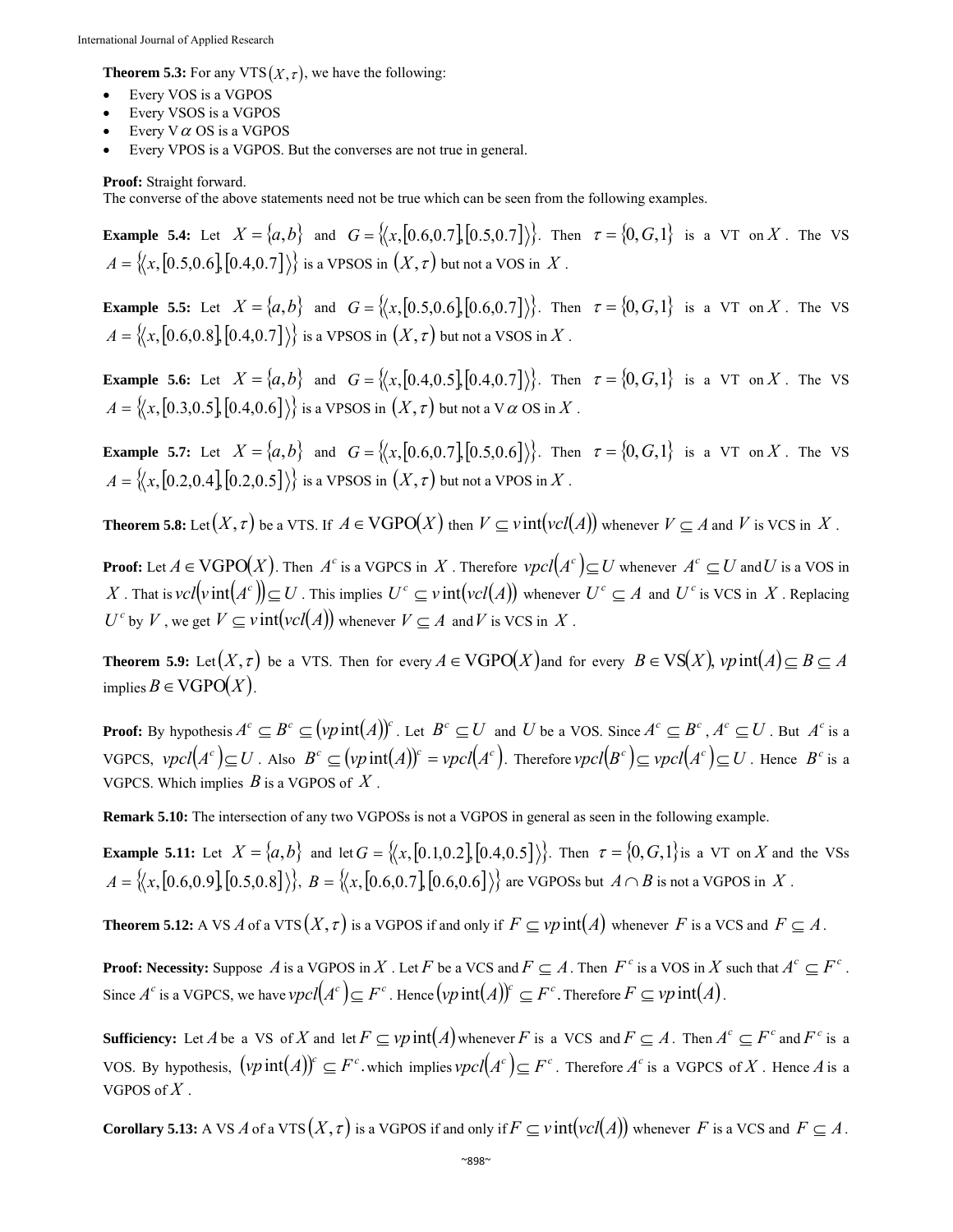**Theorem 5.3:** For any VTS$(X,\tau)$, we have the following:

- Every VOS is a VGPOS
- Every VSOS is a VGPOS
- Every V$\alpha$ OS is a VGPOS
- Every VPOS is a VGPOS. But the converses are not true in general.

**Proof:** Straight forward.

The converse of the above statements need not be true which can be seen from the following examples.

**Example 5.4:** Let $X = \{a,b\}$ and $G = \{\langle x,[0.6,0.7],[0.5,0.7]\rangle\}$. Then $\tau = \{0,G,1\}$ is a VT on $X$. The VS $A = \{\langle x,[0.5,0.6],[0.4,0.7]\rangle\}$ is a VPSOS in $(X,\tau)$ but not a VOS in $X$.

**Example 5.5:** Let $X = \{a,b\}$ and $G = \{\langle x,[0.5,0.6],[0.6,0.7]\rangle\}$. Then $\tau = \{0,G,1\}$ is a VT on $X$. The VS $A = \{\langle x,[0.6,0.8],[0.4,0.7]\rangle\}$ is a VPSOS in $(X,\tau)$ but not a VSOS in $X$.

**Example 5.6:** Let $X = \{a,b\}$ and $G = \{\langle x,[0.4,0.5],[0.4,0.7]\rangle\}$. Then $\tau = \{0,G,1\}$ is a VT on $X$. The VS $A = \{\langle x,[0.3,0.5],[0.4,0.6]\rangle\}$ is a VPSOS in $(X,\tau)$ but not a V$\alpha$ OS in $X$.

**Example 5.7:** Let $X = \{a,b\}$ and $G = \{\langle x,[0.6,0.7],[0.5,0.6]\rangle\}$. Then $\tau = \{0,G,1\}$ is a VT on $X$. The VS $A = \{\langle x,[0.2,0.4],[0.2,0.5]\rangle\}$ is a VPSOS in $(X,\tau)$ but not a VPOS in $X$.

**Theorem 5.8:** Let $(X,\tau)$ be a VTS. If $A \in \text{VGPO}(X)$ then $V \subseteq v\text{int}(vcl(A))$ whenever $V \subseteq A$ and $V$ is VCS in $X$.

**Proof:** Let $A \in \text{VGPO}(X)$. Then $A^c$ is a VGPCS in $X$. Therefore $vpcl(A^c) \subseteq U$ whenever $A^c \subseteq U$ and $U$ is a VOS in $X$. That is $vcl(v\text{int}(A^c)) \subseteq U$. This implies $U^c \subseteq v\text{int}(vcl(A))$ whenever $U^c \subseteq A$ and $U^c$ is VCS in $X$. Replacing $U^c$ by $V$, we get $V \subseteq v\text{int}(vcl(A))$ whenever $V \subseteq A$ and $V$ is VCS in $X$.

**Theorem 5.9:** Let $(X,\tau)$ be a VTS. Then for every $A \in \text{VGPO}(X)$ and for every $B \in \text{VS}(X)$, $vp\text{int}(A) \subseteq B \subseteq A$ implies $B \in \text{VGPO}(X)$.

**Proof:** By hypothesis $A^c \subseteq B^c \subseteq (vp\text{int}(A))^c$. Let $B^c \subseteq U$ and $U$ be a VOS. Since $A^c \subseteq B^c$, $A^c \subseteq U$. But $A^c$ is a VGPCS, $vpcl(A^c) \subseteq U$. Also $B^c \subseteq (vp\text{int}(A))^c = vpcl(A^c)$. Therefore $vpcl(B^c) \subseteq vpcl(A^c) \subseteq U$. Hence $B^c$ is a VGPCS. Which implies $B$ is a VGPOS of $X$.

**Remark 5.10:** The intersection of any two VGPOSs is not a VGPOS in general as seen in the following example.

**Example 5.11:** Let $X = \{a,b\}$ and let $G = \{\langle x,[0.1,0.2],[0.4,0.5]\rangle\}$. Then $\tau = \{0,G,1\}$ is a VT on $X$ and the VSs $A = \{\langle x,[0.6,0.9],[0.5,0.8]\rangle\}$, $B = \{\langle x,[0.6,0.7],[0.6,0.6]\rangle\}$ are VGPOSs but $A \cap B$ is not a VGPOS in $X$.

**Theorem 5.12:** A VS $A$ of a VTS $(X,\tau)$ is a VGPOS if and only if $F \subseteq vp\text{int}(A)$ whenever $F$ is a VCS and $F \subseteq A$.

**Proof: Necessity:** Suppose $A$ is a VGPOS in $X$. Let $F$ be a VCS and $F \subseteq A$. Then $F^c$ is a VOS in $X$ such that $A^c \subseteq F^c$. Since $A^c$ is a VGPCS, we have $vpcl(A^c) \subseteq F^c$. Hence $(vp\text{int}(A))^c \subseteq F^c$. Therefore $F \subseteq vp\text{int}(A)$.

**Sufficiency:** Let $A$ be a VS of $X$ and let $F \subseteq vp\text{int}(A)$ whenever $F$ is a VCS and $F \subseteq A$. Then $A^c \subseteq F^c$ and $F^c$ is a VOS. By hypothesis, $(vp\text{int}(A))^c \subseteq F^c$. which implies $vpcl(A^c) \subseteq F^c$. Therefore $A^c$ is a VGPCS of $X$. Hence $A$ is a VGPOS of $X$.

**Corollary 5.13:** A VS $A$ of a VTS $(X,\tau)$ is a VGPOS if and only if $F \subseteq v\text{int}(vcl(A))$ whenever $F$ is a VCS and $F \subseteq A$.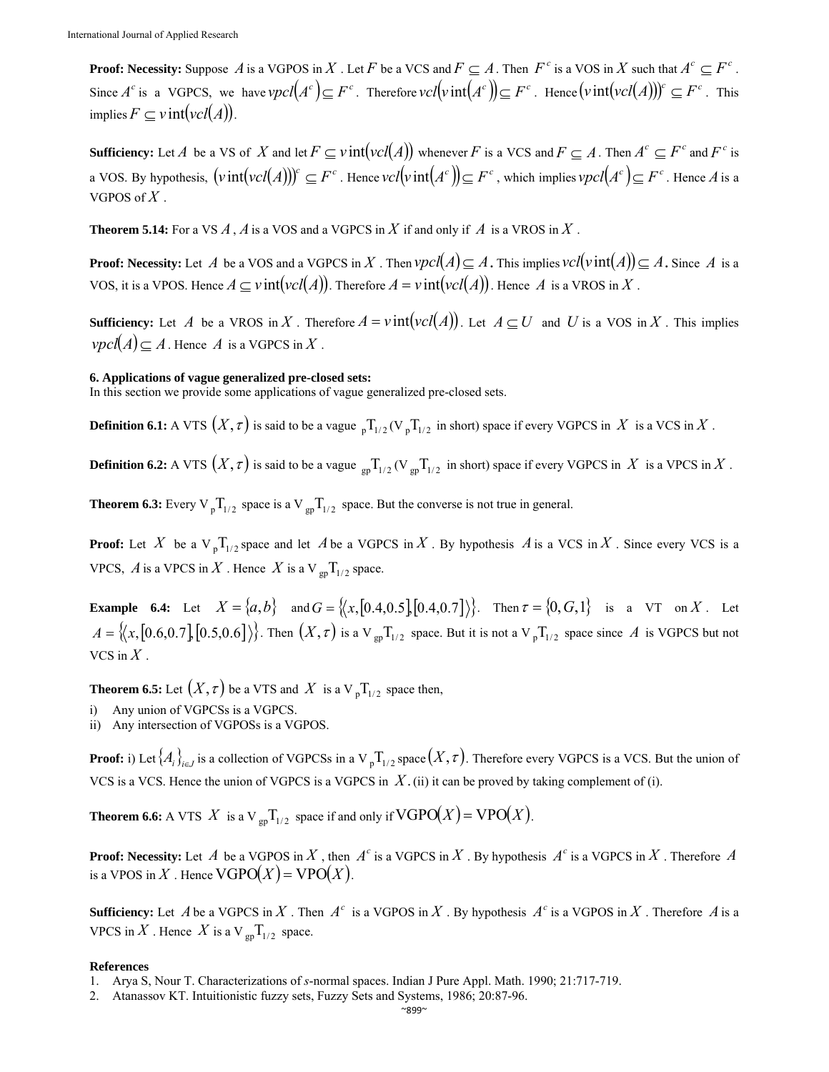**Proof: Necessity:** Suppose $A$ is a VGPOS in $X$. Let $F$ be a VCS and $F \subseteq A$. Then $F^c$ is a VOS in $X$ such that $A^c \subseteq F^c$. Since $A^c$ is a VGPCS, we have $vpcl(A^c) \subseteq F^c$. Therefore $vcl(v\operatorname{int}(A^c)) \subseteq F^c$. Hence $(v\operatorname{int}(vcl(A)))^c \subseteq F^c$. This implies $F \subseteq v\operatorname{int}(vcl(A))$.

**Sufficiency:** Let $A$ be a VS of $X$ and let $F \subseteq v\operatorname{int}(vcl(A))$ whenever $F$ is a VCS and $F \subseteq A$. Then $A^c \subseteq F^c$ and $F^c$ is a VOS. By hypothesis, $(v\operatorname{int}(vcl(A)))^c \subseteq F^c$. Hence $vcl(v\operatorname{int}(A^c)) \subseteq F^c$, which implies $vpcl(A^c) \subseteq F^c$. Hence $A$ is a VGPOS of $X$.

**Theorem 5.14:** For a VS $A$, $A$ is a VOS and a VGPCS in $X$ if and only if $A$ is a VROS in $X$.

**Proof: Necessity:** Let $A$ be a VOS and a VGPCS in $X$. Then $vpcl(A) \subseteq A$. This implies $vcl(v\operatorname{int}(A)) \subseteq A$. Since $A$ is a VOS, it is a VPOS. Hence $A \subseteq v\operatorname{int}(vcl(A))$. Therefore $A = v\operatorname{int}(vcl(A))$. Hence $A$ is a VROS in $X$.

**Sufficiency:** Let $A$ be a VROS in $X$. Therefore $A = v\operatorname{int}(vcl(A))$. Let $A \subseteq U$ and $U$ is a VOS in $X$. This implies $vpcl(A) \subseteq A$. Hence $A$ is a VGPCS in $X$.

**6. Applications of vague generalized pre-closed sets:**

In this section we provide some applications of vague generalized pre-closed sets.

**Definition 6.1:** A VTS $(X, \tau)$ is said to be a vague ${}_{p}T_{1/2}$ ($V_{p}T_{1/2}$ in short) space if every VGPCS in $X$ is a VCS in $X$.

**Definition 6.2:** A VTS $(X, \tau)$ is said to be a vague ${}_{gp}T_{1/2}$ ($V_{gp}T_{1/2}$ in short) space if every VGPCS in $X$ is a VPCS in $X$.

**Theorem 6.3:** Every $V_{p}T_{1/2}$ space is a $V_{gp}T_{1/2}$ space. But the converse is not true in general.

**Proof:** Let $X$ be a $V_{p}T_{1/2}$ space and let $A$ be a VGPCS in $X$. By hypothesis $A$ is a VCS in $X$. Since every VCS is a VPCS, $A$ is a VPCS in $X$. Hence $X$ is a $V_{gp}T_{1/2}$ space.

**Example 6.4:** Let $X = \{a, b\}$ and $G = \{\langle x, [0.4, 0.5], [0.4, 0.7] \rangle\}$. Then $\tau = \{0, G, 1\}$ is a VT on $X$. Let $A = \{\langle x, [0.6, 0.7], [0.5, 0.6] \rangle\}$. Then $(X, \tau)$ is a $V_{gp}T_{1/2}$ space. But it is not a $V_{p}T_{1/2}$ space since $A$ is VGPCS but not VCS in $X$.

**Theorem 6.5:** Let $(X, \tau)$ be a VTS and $X$ is a $V_{p}T_{1/2}$ space then,

i) Any union of VGPCSs is a VGPCS.
ii) Any intersection of VGPOSs is a VGPOS.

**Proof:** i) Let $\{A_i\}_{i \in J}$ is a collection of VGPCSs in a $V_{p}T_{1/2}$ space $(X, \tau)$. Therefore every VGPCS is a VCS. But the union of VCS is a VCS. Hence the union of VGPCS is a VGPCS in $X$. (ii) it can be proved by taking complement of (i).

**Theorem 6.6:** A VTS $X$ is a $V_{gp}T_{1/2}$ space if and only if $\mathrm{VGPO}(X) = \mathrm{VPO}(X)$.

**Proof: Necessity:** Let $A$ be a VGPOS in $X$, then $A^c$ is a VGPCS in $X$. By hypothesis $A^c$ is a VGPCS in $X$. Therefore $A$ is a VPOS in $X$. Hence $\mathrm{VGPO}(X) = \mathrm{VPO}(X)$.

**Sufficiency:** Let $A$ be a VGPCS in $X$. Then $A^c$ is a VGPOS in $X$. By hypothesis $A^c$ is a VGPOS in $X$. Therefore $A$ is a VPCS in $X$. Hence $X$ is a $V_{gp}T_{1/2}$ space.

**References**

1. Arya S, Nour T. Characterizations of *s*-normal spaces. Indian J Pure Appl. Math. 1990; 21:717-719.
2. Atanassov KT. Intuitionistic fuzzy sets, Fuzzy Sets and Systems, 1986; 20:87-96.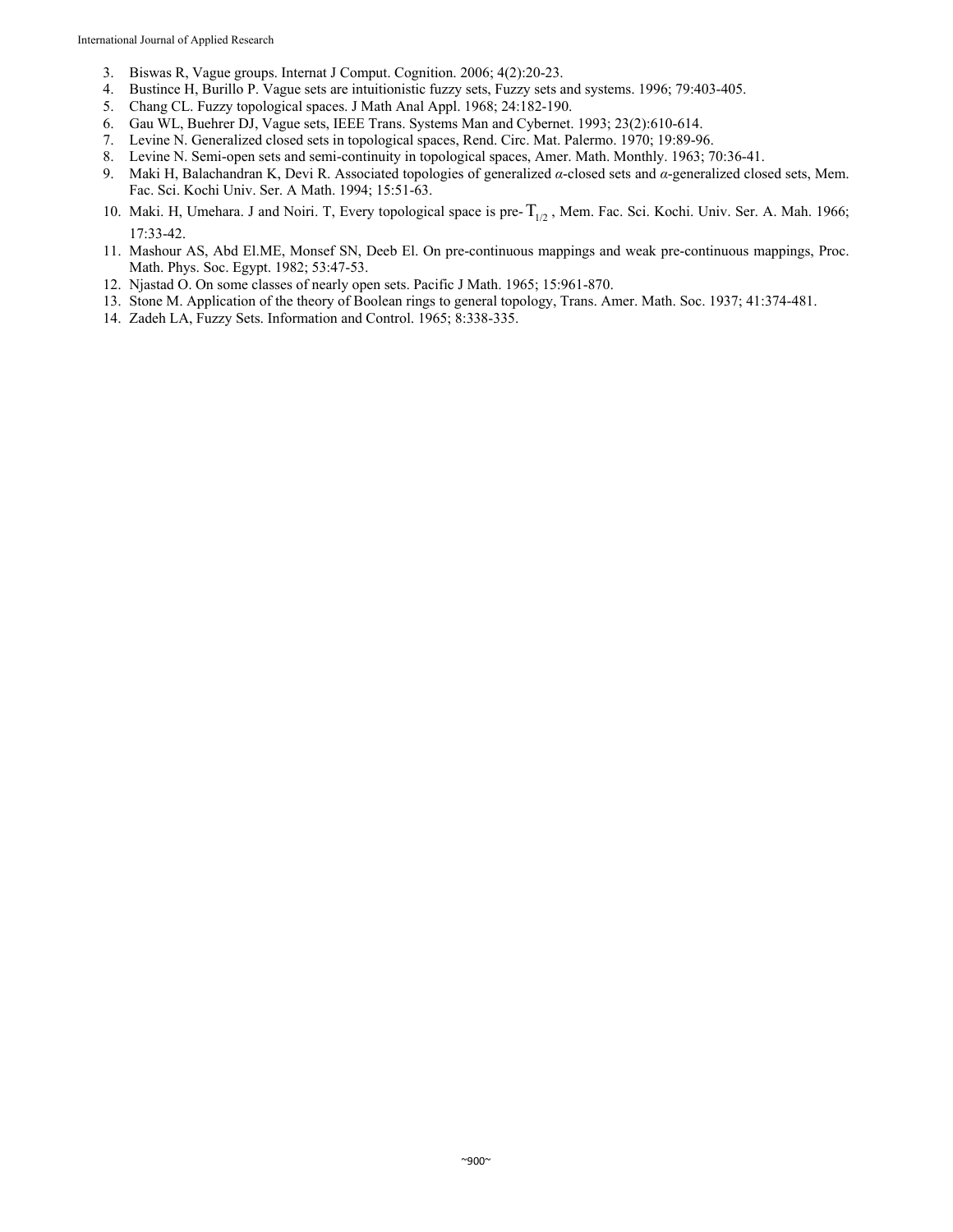3. Biswas R, Vague groups. Internat J Comput. Cognition. 2006; 4(2):20-23.
4. Bustince H, Burillo P. Vague sets are intuitionistic fuzzy sets, Fuzzy sets and systems. 1996; 79:403-405.
5. Chang CL. Fuzzy topological spaces. J Math Anal Appl. 1968; 24:182-190.
6. Gau WL, Buehrer DJ, Vague sets, IEEE Trans. Systems Man and Cybernet. 1993; 23(2):610-614.
7. Levine N. Generalized closed sets in topological spaces, Rend. Circ. Mat. Palermo. 1970; 19:89-96.
8. Levine N. Semi-open sets and semi-continuity in topological spaces, Amer. Math. Monthly. 1963; 70:36-41.
9. Maki H, Balachandran K, Devi R. Associated topologies of generalized $\alpha$-closed sets and $\alpha$-generalized closed sets, Mem. Fac. Sci. Kochi Univ. Ser. A Math. 1994; 15:51-63.
10. Maki. H, Umehara. J and Noiri. T, Every topological space is pre- $T_{1/2}$ , Mem. Fac. Sci. Kochi. Univ. Ser. A. Mah. 1966; 17:33-42.
11. Mashour AS, Abd El.ME, Monsef SN, Deeb El. On pre-continuous mappings and weak pre-continuous mappings, Proc. Math. Phys. Soc. Egypt. 1982; 53:47-53.
12. Njastad O. On some classes of nearly open sets. Pacific J Math. 1965; 15:961-870.
13. Stone M. Application of the theory of Boolean rings to general topology, Trans. Amer. Math. Soc. 1937; 41:374-481.
14. Zadeh LA, Fuzzy Sets. Information and Control. 1965; 8:338-335.